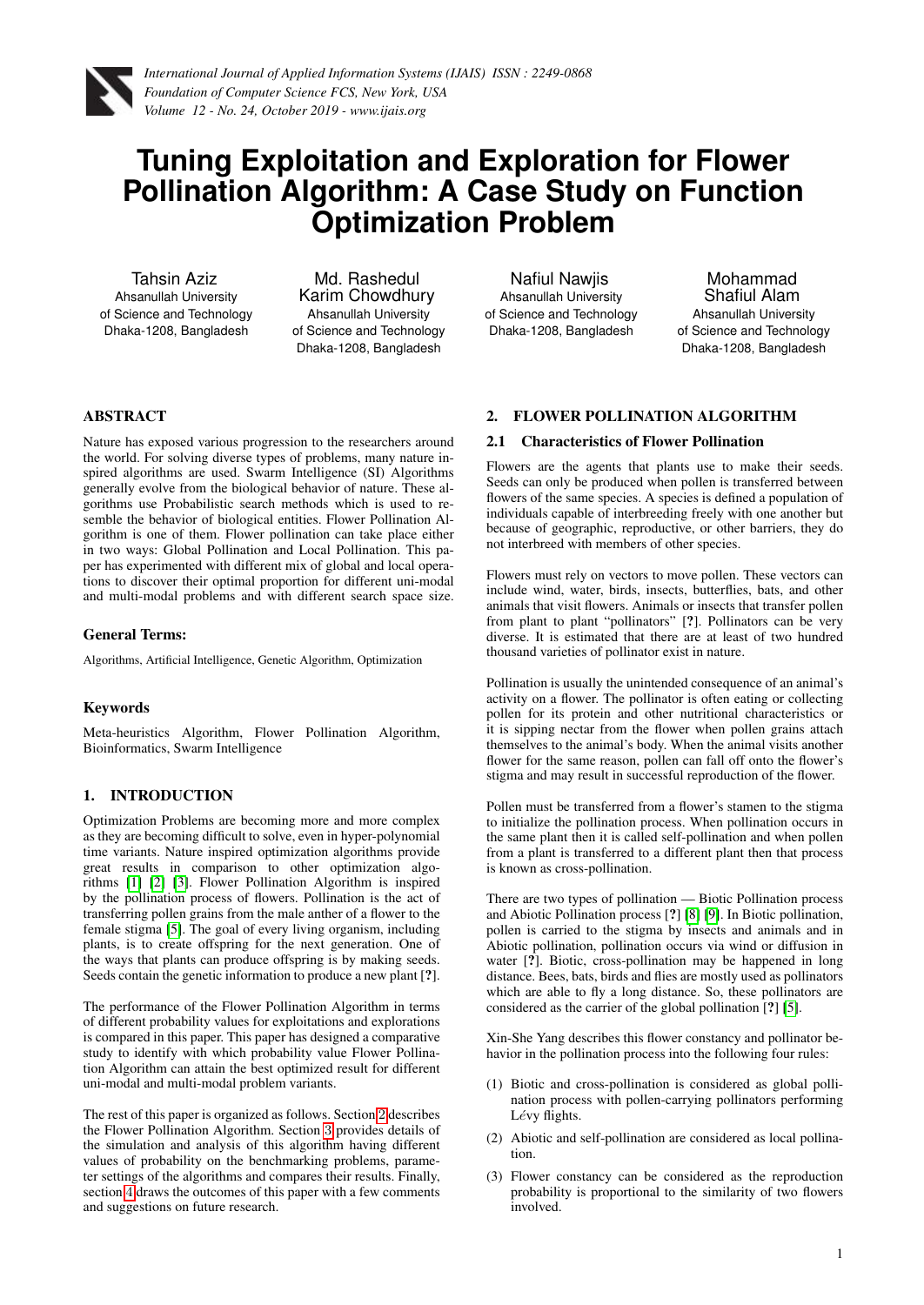# Tuning Exploitation and Exploration for Flower Pollination Algorithm: A Case Study on Function Optimization Problem

Tahsin Aziz
Ahsanullah University of Science and Technology
Dhaka-1208, Bangladesh

Md. Rashedul Karim Chowdhury
Ahsanullah University of Science and Technology
Dhaka-1208, Bangladesh

Nafiul Nawjis
Ahsanullah University of Science and Technology
Dhaka-1208, Bangladesh

Mohammad Shafiul Alam
Ahsanullah University of Science and Technology
Dhaka-1208, Bangladesh

## ABSTRACT

Nature has exposed various progression to the researchers around the world. For solving diverse types of problems, many nature inspired algorithms are used. Swarm Intelligence (SI) Algorithms generally evolve from the biological behavior of nature. These algorithms use Probabilistic search methods which is used to resemble the behavior of biological entities. Flower Pollination Algorithm is one of them. Flower pollination can take place either in two ways: Global Pollination and Local Pollination. This paper has experimented with different mix of global and local operations to discover their optimal proportion for different uni-modal and multi-modal problems and with different search space size.

### General Terms:

Algorithms, Artificial Intelligence, Genetic Algorithm, Optimization

### Keywords

Meta-heuristics Algorithm, Flower Pollination Algorithm, Bioinformatics, Swarm Intelligence

## 1. INTRODUCTION

Optimization Problems are becoming more and more complex as they are becoming difficult to solve, even in hyper-polynomial time variants. Nature inspired optimization algorithms provide great results in comparison to other optimization algorithms [1] [2] [3]. Flower Pollination Algorithm is inspired by the pollination process of flowers. Pollination is the act of transferring pollen grains from the male anther of a flower to the female stigma [5]. The goal of every living organism, including plants, is to create offspring for the next generation. One of the ways that plants can produce offspring is by making seeds. Seeds contain the genetic information to produce a new plant [?].

The performance of the Flower Pollination Algorithm in terms of different probability values for exploitations and explorations is compared in this paper. This paper has designed a comparative study to identify with which probability value Flower Pollination Algorithm can attain the best optimized result for different uni-modal and multi-modal problem variants.

The rest of this paper is organized as follows. Section 2 describes the Flower Pollination Algorithm. Section 3 provides details of the simulation and analysis of this algorithm having different values of probability on the benchmarking problems, parameter settings of the algorithms and compares their results. Finally, section 4 draws the outcomes of this paper with a few comments and suggestions on future research.

## 2. FLOWER POLLINATION ALGORITHM

### 2.1 Characteristics of Flower Pollination

Flowers are the agents that plants use to make their seeds. Seeds can only be produced when pollen is transferred between flowers of the same species. A species is defined a population of individuals capable of interbreeding freely with one another but because of geographic, reproductive, or other barriers, they do not interbreed with members of other species.

Flowers must rely on vectors to move pollen. These vectors can include wind, water, birds, insects, butterflies, bats, and other animals that visit flowers. Animals or insects that transfer pollen from plant to plant "pollinators" [?]. Pollinators can be very diverse. It is estimated that there are at least of two hundred thousand varieties of pollinator exist in nature.

Pollination is usually the unintended consequence of an animal's activity on a flower. The pollinator is often eating or collecting pollen for its protein and other nutritional characteristics or it is sipping nectar from the flower when pollen grains attach themselves to the animal's body. When the animal visits another flower for the same reason, pollen can fall off onto the flower's stigma and may result in successful reproduction of the flower.

Pollen must be transferred from a flower's stamen to the stigma to initialize the pollination process. When pollination occurs in the same plant then it is called self-pollination and when pollen from a plant is transferred to a different plant then that process is known as cross-pollination.

There are two types of pollination — Biotic Pollination process and Abiotic Pollination process [?] [8] [9]. In Biotic pollination, pollen is carried to the stigma by insects and animals and in Abiotic pollination, pollination occurs via wind or diffusion in water [?]. Biotic, cross-pollination may be happened in long distance. Bees, bats, birds and flies are mostly used as pollinators which are able to fly a long distance. So, these pollinators are considered as the carrier of the global pollination [?] [5].

Xin-She Yang describes this flower constancy and pollinator behavior in the pollination process into the following four rules:

(1) Biotic and cross-pollination is considered as global pollination process with pollen-carrying pollinators performing Lévy flights.

(2) Abiotic and self-pollination are considered as local pollination.

(3) Flower constancy can be considered as the reproduction probability is proportional to the similarity of two flowers involved.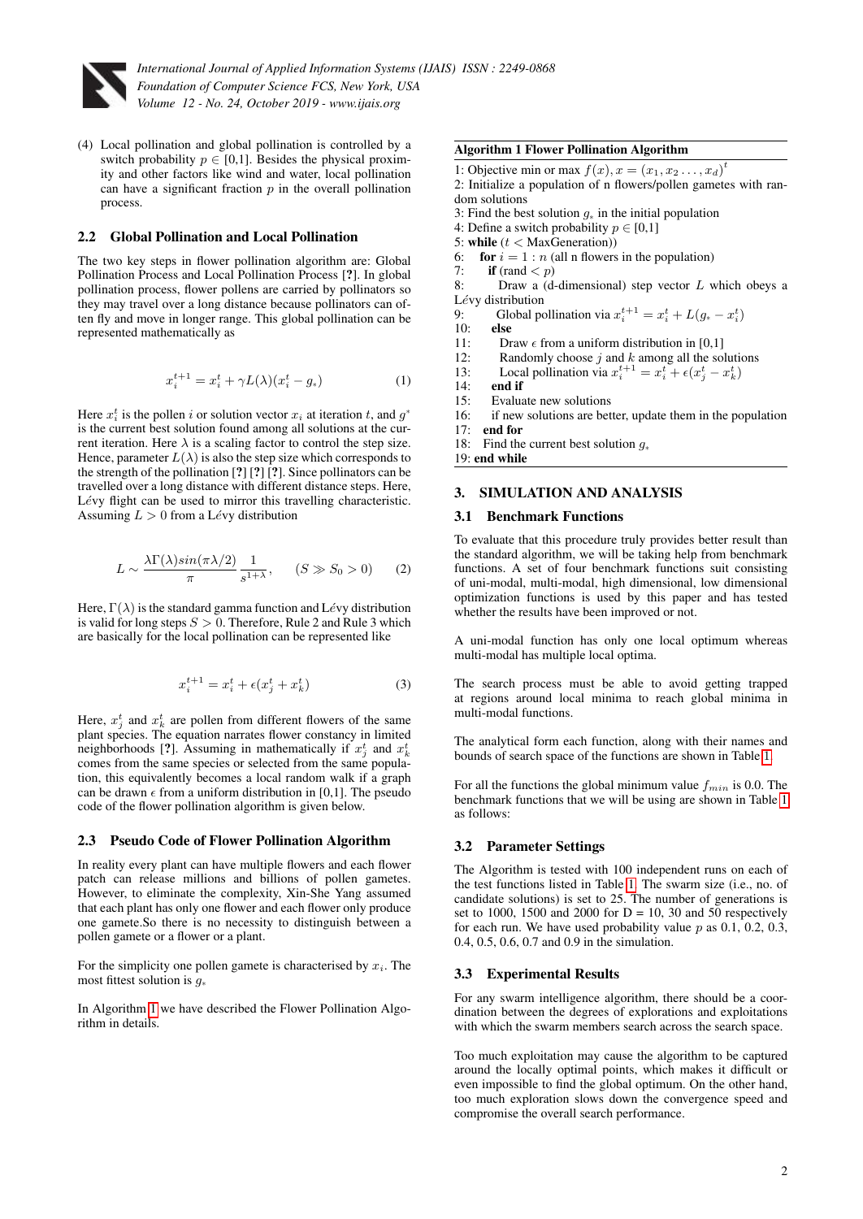(4) Local pollination and global pollination is controlled by a switch probability $p \in [0,1]$. Besides the physical proximity and other factors like wind and water, local pollination can have a significant fraction $p$ in the overall pollination process.

## 2.2 Global Pollination and Local Pollination

The two key steps in flower pollination algorithm are: Global Pollination Process and Local Pollination Process [?]. In global pollination process, flower pollens are carried by pollinators so they may travel over a long distance because pollinators can often fly and move in longer range. This global pollination can be represented mathematically as

$$x_i^{t+1} = x_i^t + \gamma L(\lambda)(x_i^t - g_*) \tag{1}$$

Here $x_i^t$ is the pollen $i$ or solution vector $x_i$ at iteration $t$, and $g^*$ is the current best solution found among all solutions at the current iteration. Here $\lambda$ is a scaling factor to control the step size. Hence, parameter $L(\lambda)$ is also the step size which corresponds to the strength of the pollination [?] [?] [?]. Since pollinators can be travelled over a long distance with different distance steps. Here, Lévy flight can be used to mirror this travelling characteristic. Assuming $L > 0$ from a Lévy distribution

$$L \sim \frac{\lambda \Gamma(\lambda) sin(\pi\lambda/2)}{\pi} \frac{1}{s^{1+\lambda}}, \qquad (S \gg S_0 > 0) \tag{2}$$

Here, $\Gamma(\lambda)$ is the standard gamma function and Lévy distribution is valid for long steps $S > 0$. Therefore, Rule 2 and Rule 3 which are basically for the local pollination can be represented like

$$x_i^{t+1} = x_i^t + \epsilon(x_j^t + x_k^t) \tag{3}$$

Here, $x_j^t$ and $x_k^t$ are pollen from different flowers of the same plant species. The equation narrates flower constancy in limited neighborhoods [?]. Assuming in mathematically if $x_j^t$ and $x_k^t$ comes from the same species or selected from the same population, this equivalently becomes a local random walk if a graph can be drawn $\epsilon$ from a uniform distribution in [0,1]. The pseudo code of the flower pollination algorithm is given below.

## 2.3 Pseudo Code of Flower Pollination Algorithm

In reality every plant can have multiple flowers and each flower patch can release millions and billions of pollen gametes. However, to eliminate the complexity, Xin-She Yang assumed that each plant has only one flower and each flower only produce one gamete.So there is no necessity to distinguish between a pollen gamete or a flower or a plant.

For the simplicity one pollen gamete is characterised by $x_i$. The most fittest solution is $g_*$

In Algorithm 1 we have described the Flower Pollination Algorithm in details.

**Algorithm 1 Flower Pollination Algorithm**

1: Objective min or max $f(x), x = (x_1, x_2 \ldots, x_d)^t$
2: Initialize a population of n flowers/pollen gametes with random solutions
3: Find the best solution $g_*$ in the initial population
4: Define a switch probability $p \in [0,1]$
5: **while** ($t <$ MaxGeneration))
6: **for** $i = 1 : n$ (all n flowers in the population)
7: **if** (rand $< p$)
8: Draw a (d-dimensional) step vector $L$ which obeys a Lévy distribution
9: Global pollination via $x_i^{t+1} = x_i^t + L(g_* - x_i^t)$
10: **else**
11: Draw $\epsilon$ from a uniform distribution in [0,1]
12: Randomly choose $j$ and $k$ among all the solutions
13: Local pollination via $x_i^{t+1} = x_i^t + \epsilon(x_j^t - x_k^t)$
14: **end if**
15: Evaluate new solutions
16: if new solutions are better, update them in the population
17: **end for**
18: Find the current best solution $g_*$
19: **end while**

## 3. SIMULATION AND ANALYSIS

### 3.1 Benchmark Functions

To evaluate that this procedure truly provides better result than the standard algorithm, we will be taking help from benchmark functions. A set of four benchmark functions suit consisting of uni-modal, multi-modal, high dimensional, low dimensional optimization functions is used by this paper and has tested whether the results have been improved or not.

A uni-modal function has only one local optimum whereas multi-modal has multiple local optima.

The search process must be able to avoid getting trapped at regions around local minima to reach global minima in multi-modal functions.

The analytical form each function, along with their names and bounds of search space of the functions are shown in Table 1.

For all the functions the global minimum value $f_{min}$ is 0.0. The benchmark functions that we will be using are shown in Table 1 as follows:

### 3.2 Parameter Settings

The Algorithm is tested with 100 independent runs on each of the test functions listed in Table 1. The swarm size (i.e., no. of candidate solutions) is set to 25. The number of generations is set to 1000, 1500 and 2000 for D = 10, 30 and 50 respectively for each run. We have used probability value $p$ as 0.1, 0.2, 0.3, 0.4, 0.5, 0.6, 0.7 and 0.9 in the simulation.

### 3.3 Experimental Results

For any swarm intelligence algorithm, there should be a coordination between the degrees of explorations and exploitations with which the swarm members search across the search space.

Too much exploitation may cause the algorithm to be captured around the locally optimal points, which makes it difficult or even impossible to find the global optimum. On the other hand, too much exploration slows down the convergence speed and compromise the overall search performance.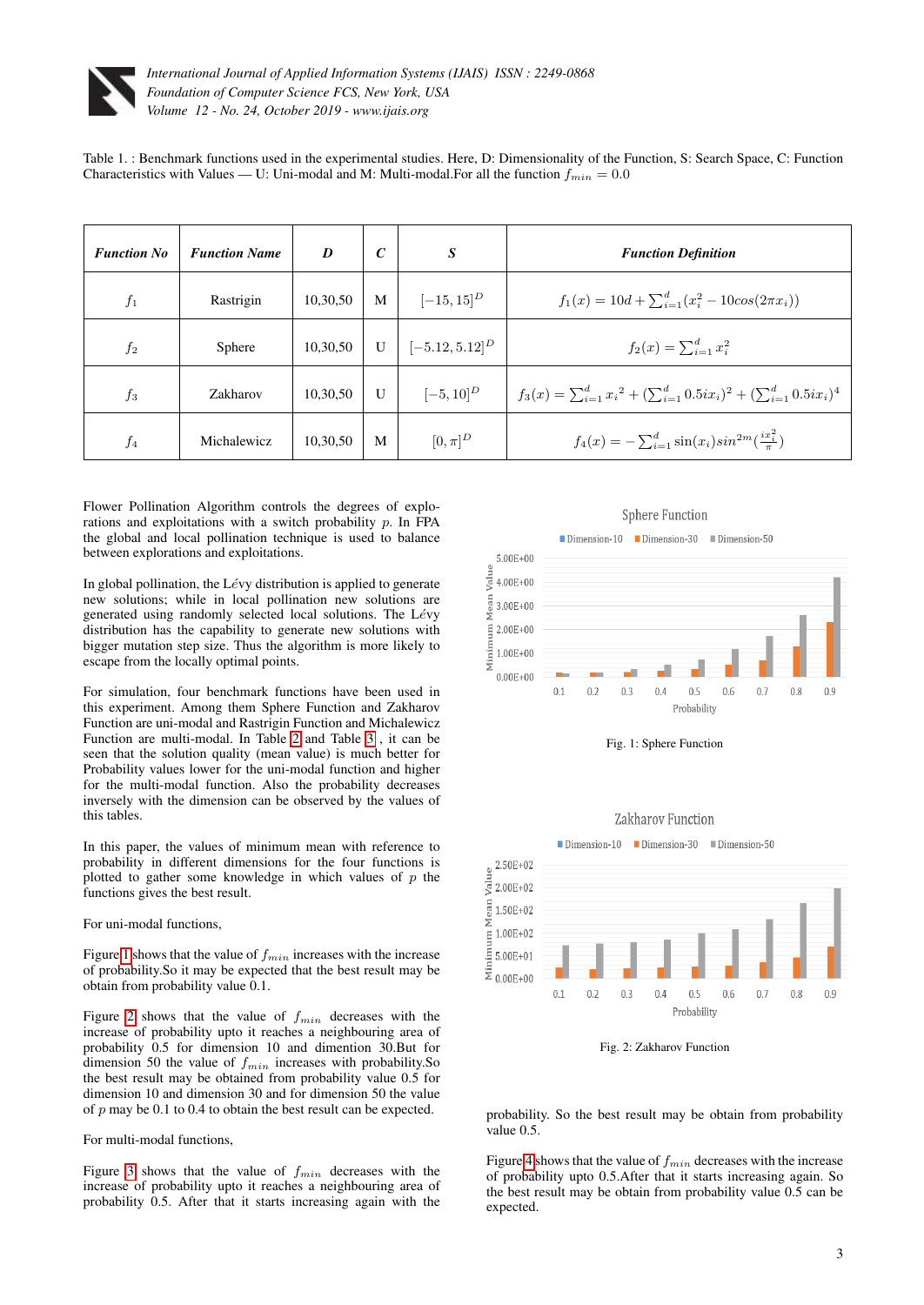Table 1. : Benchmark functions used in the experimental studies. Here, D: Dimensionality of the Function, S: Search Space, C: Function Characteristics with Values — U: Uni-modal and M: Multi-modal.For all the function $f_{min} = 0.0$

| ***Function No*** | ***Function Name*** | ***D*** | ***C*** | ***S*** | ***Function Definition*** |
|---|---|---|---|---|---|
| $f_1$ | Rastrigin | 10,30,50 | M | $[-15, 15]^D$ | $f_1(x) = 10d + \sum_{i=1}^{d}(x_i^2 - 10cos(2\pi x_i))$ |
| $f_2$ | Sphere | 10,30,50 | U | $[-5.12, 5.12]^D$ | $f_2(x) = \sum_{i=1}^{d} x_i^2$ |
| $f_3$ | Zakharov | 10,30,50 | U | $[-5, 10]^D$ | $f_3(x) = \sum_{i=1}^{d} x_i{}^2 + (\sum_{i=1}^{d} 0.5ix_i)^2 + (\sum_{i=1}^{d} 0.5ix_i)^4$ |
| $f_4$ | Michalewicz | 10,30,50 | M | $[0, \pi]^D$ | $f_4(x) = -\sum_{i=1}^{d} \sin(x_i) sin^{2m}(\frac{ix_i^2}{\pi})$ |

Flower Pollination Algorithm controls the degrees of explorations and exploitations with a switch probability $p$. In FPA the global and local pollination technique is used to balance between explorations and exploitations.

In global pollination, the Lévy distribution is applied to generate new solutions; while in local pollination new solutions are generated using randomly selected local solutions. The Lévy distribution has the capability to generate new solutions with bigger mutation step size. Thus the algorithm is more likely to escape from the locally optimal points.

For simulation, four benchmark functions have been used in this experiment. Among them Sphere Function and Zakharov Function are uni-modal and Rastrigin Function and Michalewicz Function are multi-modal. In Table 2 and Table 3 , it can be seen that the solution quality (mean value) is much better for Probability values lower for the uni-modal function and higher for the multi-modal function. Also the probability decreases inversely with the dimension can be observed by the values of this tables.

In this paper, the values of minimum mean with reference to probability in different dimensions for the four functions is plotted to gather some knowledge in which values of $p$ the functions gives the best result.

For uni-modal functions,

Figure 1 shows that the value of $f_{min}$ increases with the increase of probability.So it may be expected that the best result may be obtain from probability value 0.1.

Figure 2 shows that the value of $f_{min}$ decreases with the increase of probability upto it reaches a neighbouring area of probability 0.5 for dimension 10 and dimention 30.But for dimension 50 the value of $f_{min}$ increases with probability.So the best result may be obtained from probability value 0.5 for dimension 10 and dimension 30 and for dimension 50 the value of $p$ may be 0.1 to 0.4 to obtain the best result can be expected.

For multi-modal functions,

Figure 3 shows that the value of $f_{min}$ decreases with the increase of probability upto it reaches a neighbouring area of probability 0.5. After that it starts increasing again with the probability. So the best result may be obtain from probability value 0.5.

Figure 4 shows that the value of $f_{min}$ decreases with the increase of probability upto 0.5.After that it starts increasing again. So the best result may be obtain from probability value 0.5 can be expected.

Fig. 1: Sphere Function

Fig. 2: Zakharov Function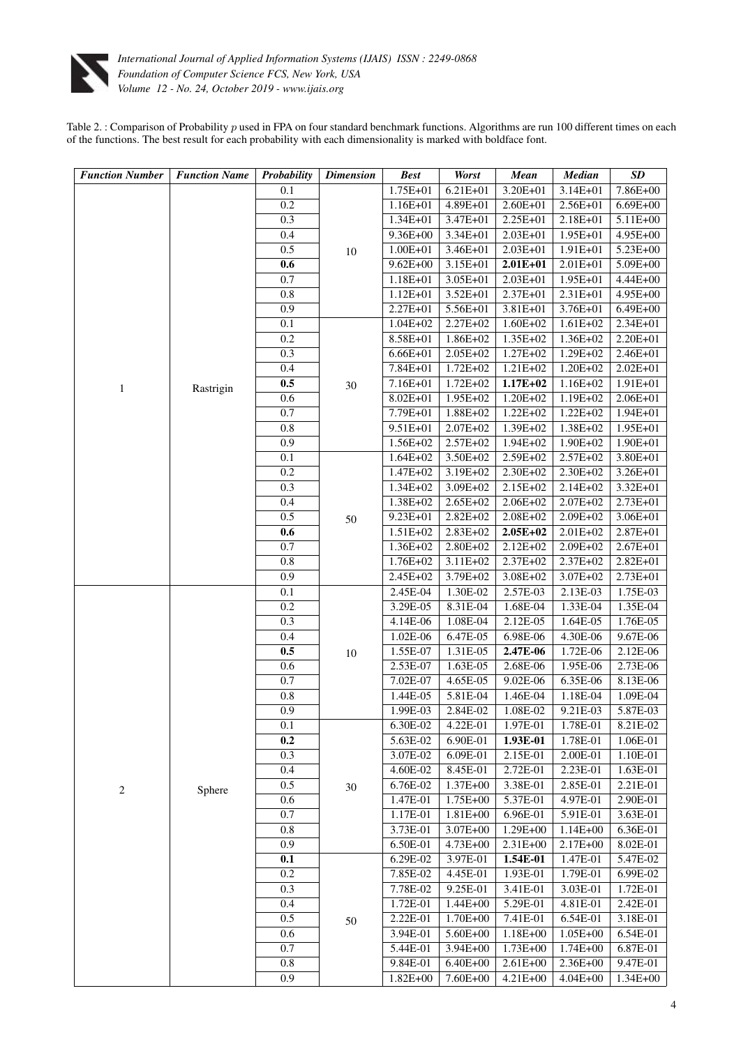Table 2. : Comparison of Probability *p* used in FPA on four standard benchmark functions. Algorithms are run 100 different times on each of the functions. The best result for each probability with each dimensionality is marked with boldface font.

| *Function Number* | *Function Name* | *Probability* | *Dimension* | *Best* | *Worst* | *Mean* | *Median* | *SD* |
|---|---|---|---|---|---|---|---|---|
| 1 | Rastrigin | 0.1 | 10 | 1.75E+01 | 6.21E+01 | 3.20E+01 | 3.14E+01 | 7.86E+00 |
| | | 0.2 | | 1.16E+01 | 4.89E+01 | 2.60E+01 | 2.56E+01 | 6.69E+00 |
| | | 0.3 | | 1.34E+01 | 3.47E+01 | 2.25E+01 | 2.18E+01 | 5.11E+00 |
| | | 0.4 | | 9.36E+00 | 3.34E+01 | 2.03E+01 | 1.95E+01 | 4.95E+00 |
| | | 0.5 | | 1.00E+01 | 3.46E+01 | 2.03E+01 | 1.91E+01 | 5.23E+00 |
| | | **0.6** | | 9.62E+00 | 3.15E+01 | **2.01E+01** | 2.01E+01 | 5.09E+00 |
| | | 0.7 | | 1.18E+01 | 3.05E+01 | 2.03E+01 | 1.95E+01 | 4.44E+00 |
| | | 0.8 | | 1.12E+01 | 3.52E+01 | 2.37E+01 | 2.31E+01 | 4.95E+00 |
| | | 0.9 | | 2.27E+01 | 5.56E+01 | 3.81E+01 | 3.76E+01 | 6.49E+00 |
| | | 0.1 | 30 | 1.04E+02 | 2.27E+02 | 1.60E+02 | 1.61E+02 | 2.34E+01 |
| | | 0.2 | | 8.58E+01 | 1.86E+02 | 1.35E+02 | 1.36E+02 | 2.20E+01 |
| | | 0.3 | | 6.66E+01 | 2.05E+02 | 1.27E+02 | 1.29E+02 | 2.46E+01 |
| | | 0.4 | | 7.84E+01 | 1.72E+02 | 1.21E+02 | 1.20E+02 | 2.02E+01 |
| | | **0.5** | | 7.16E+01 | 1.72E+02 | **1.17E+02** | 1.16E+02 | 1.91E+01 |
| | | 0.6 | | 8.02E+01 | 1.95E+02 | 1.20E+02 | 1.19E+02 | 2.06E+01 |
| | | 0.7 | | 7.79E+01 | 1.88E+02 | 1.22E+02 | 1.22E+02 | 1.94E+01 |
| | | 0.8 | | 9.51E+01 | 2.07E+02 | 1.39E+02 | 1.38E+02 | 1.95E+01 |
| | | 0.9 | | 1.56E+02 | 2.57E+02 | 1.94E+02 | 1.90E+02 | 1.90E+01 |
| | | 0.1 | 50 | 1.64E+02 | 3.50E+02 | 2.59E+02 | 2.57E+02 | 3.80E+01 |
| | | 0.2 | | 1.47E+02 | 3.19E+02 | 2.30E+02 | 2.30E+02 | 3.26E+01 |
| | | 0.3 | | 1.34E+02 | 3.09E+02 | 2.15E+02 | 2.14E+02 | 3.32E+01 |
| | | 0.4 | | 1.38E+02 | 2.65E+02 | 2.06E+02 | 2.07E+02 | 2.73E+01 |
| | | 0.5 | | 9.23E+01 | 2.82E+02 | 2.08E+02 | 2.09E+02 | 3.06E+01 |
| | | **0.6** | | 1.51E+02 | 2.83E+02 | **2.05E+02** | 2.01E+02 | 2.87E+01 |
| | | 0.7 | | 1.36E+02 | 2.80E+02 | 2.12E+02 | 2.09E+02 | 2.67E+01 |
| | | 0.8 | | 1.76E+02 | 3.11E+02 | 2.37E+02 | 2.37E+02 | 2.82E+01 |
| | | 0.9 | | 2.45E+02 | 3.79E+02 | 3.08E+02 | 3.07E+02 | 2.73E+01 |
| 2 | Sphere | 0.1 | 10 | 2.45E-04 | 1.30E-02 | 2.57E-03 | 2.13E-03 | 1.75E-03 |
| | | 0.2 | | 3.29E-05 | 8.31E-04 | 1.68E-04 | 1.33E-04 | 1.35E-04 |
| | | 0.3 | | 4.14E-06 | 1.08E-04 | 2.12E-05 | 1.64E-05 | 1.76E-05 |
| | | 0.4 | | 1.02E-06 | 6.47E-05 | 6.98E-06 | 4.30E-06 | 9.67E-06 |
| | | **0.5** | | 1.55E-07 | 1.31E-05 | **2.47E-06** | 1.72E-06 | 2.12E-06 |
| | | 0.6 | | 2.53E-07 | 1.63E-05 | 2.68E-06 | 1.95E-06 | 2.73E-06 |
| | | 0.7 | | 7.02E-07 | 4.65E-05 | 9.02E-06 | 6.35E-06 | 8.13E-06 |
| | | 0.8 | | 1.44E-05 | 5.81E-04 | 1.46E-04 | 1.18E-04 | 1.09E-04 |
| | | 0.9 | | 1.99E-03 | 2.84E-02 | 1.08E-02 | 9.21E-03 | 5.87E-03 |
| | | 0.1 | 30 | 6.30E-02 | 4.22E-01 | 1.97E-01 | 1.78E-01 | 8.21E-02 |
| | | **0.2** | | 5.63E-02 | 6.90E-01 | **1.93E-01** | 1.78E-01 | 1.06E-01 |
| | | 0.3 | | 3.07E-02 | 6.09E-01 | 2.15E-01 | 2.00E-01 | 1.10E-01 |
| | | 0.4 | | 4.60E-02 | 8.45E-01 | 2.72E-01 | 2.23E-01 | 1.63E-01 |
| | | 0.5 | | 6.76E-02 | 1.37E+00 | 3.38E-01 | 2.85E-01 | 2.21E-01 |
| | | 0.6 | | 1.47E-01 | 1.75E+00 | 5.37E-01 | 4.97E-01 | 2.90E-01 |
| | | 0.7 | | 1.17E-01 | 1.81E+00 | 6.96E-01 | 5.91E-01 | 3.63E-01 |
| | | 0.8 | | 3.73E-01 | 3.07E+00 | 1.29E+00 | 1.14E+00 | 6.36E-01 |
| | | 0.9 | | 6.50E-01 | 4.73E+00 | 2.31E+00 | 2.17E+00 | 8.02E-01 |
| | | **0.1** | 50 | 6.29E-02 | 3.97E-01 | **1.54E-01** | 1.47E-01 | 5.47E-02 |
| | | 0.2 | | 7.85E-02 | 4.45E-01 | 1.93E-01 | 1.79E-01 | 6.99E-02 |
| | | 0.3 | | 7.78E-02 | 9.25E-01 | 3.41E-01 | 3.03E-01 | 1.72E-01 |
| | | 0.4 | | 1.72E-01 | 1.44E+00 | 5.29E-01 | 4.81E-01 | 2.42E-01 |
| | | 0.5 | | 2.22E-01 | 1.70E+00 | 7.41E-01 | 6.54E-01 | 3.18E-01 |
| | | 0.6 | | 3.94E-01 | 5.60E+00 | 1.18E+00 | 1.05E+00 | 6.54E-01 |
| | | 0.7 | | 5.44E-01 | 3.94E+00 | 1.73E+00 | 1.74E+00 | 6.87E-01 |
| | | 0.8 | | 9.84E-01 | 6.40E+00 | 2.61E+00 | 2.36E+00 | 9.47E-01 |
| | | 0.9 | | 1.82E+00 | 7.60E+00 | 4.21E+00 | 4.04E+00 | 1.34E+00 |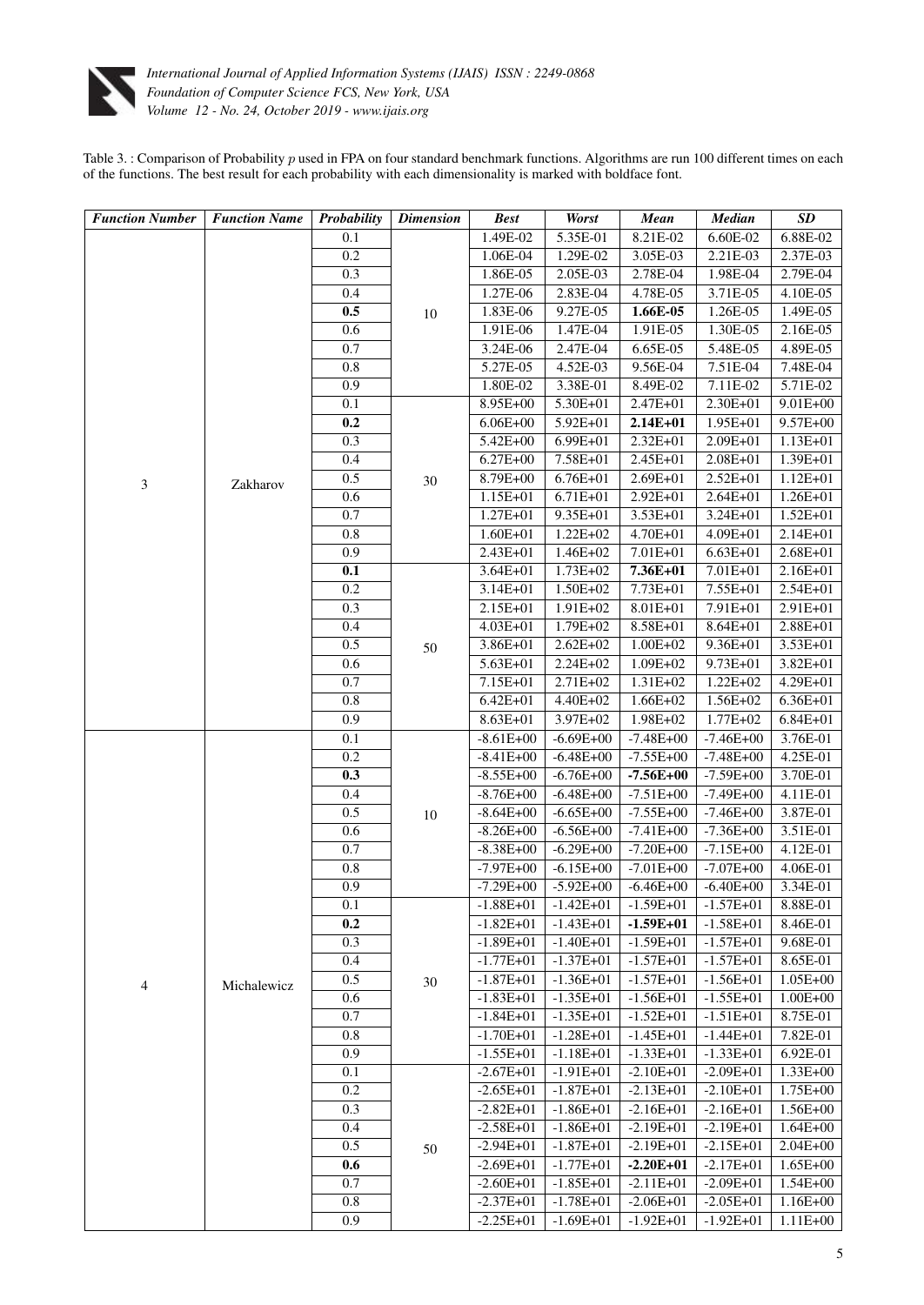Table 3. : Comparison of Probability $p$ used in FPA on four standard benchmark functions. Algorithms are run 100 different times on each of the functions. The best result for each probability with each dimensionality is marked with boldface font.

| ***Function Number*** | ***Function Name*** | ***Probability*** | ***Dimension*** | ***Best*** | ***Worst*** | ***Mean*** | ***Median*** | ***SD*** |
|---|---|---|---|---|---|---|---|---|
| 3 | Zakharov | 0.1 | 10 | 1.49E-02 | 5.35E-01 | 8.21E-02 | 6.60E-02 | 6.88E-02 |
| | | 0.2 | | 1.06E-04 | 1.29E-02 | 3.05E-03 | 2.21E-03 | 2.37E-03 |
| | | 0.3 | | 1.86E-05 | 2.05E-03 | 2.78E-04 | 1.98E-04 | 2.79E-04 |
| | | 0.4 | | 1.27E-06 | 2.83E-04 | 4.78E-05 | 3.71E-05 | 4.10E-05 |
| | | **0.5** | | 1.83E-06 | 9.27E-05 | **1.66E-05** | 1.26E-05 | 1.49E-05 |
| | | 0.6 | | 1.91E-06 | 1.47E-04 | 1.91E-05 | 1.30E-05 | 2.16E-05 |
| | | 0.7 | | 3.24E-06 | 2.47E-04 | 6.65E-05 | 5.48E-05 | 4.89E-05 |
| | | 0.8 | | 5.27E-05 | 4.52E-03 | 9.56E-04 | 7.51E-04 | 7.48E-04 |
| | | 0.9 | | 1.80E-02 | 3.38E-01 | 8.49E-02 | 7.11E-02 | 5.71E-02 |
| | | 0.1 | 30 | 8.95E+00 | 5.30E+01 | 2.47E+01 | 2.30E+01 | 9.01E+00 |
| | | **0.2** | | 6.06E+00 | 5.92E+01 | **2.14E+01** | 1.95E+01 | 9.57E+00 |
| | | 0.3 | | 5.42E+00 | 6.99E+01 | 2.32E+01 | 2.09E+01 | 1.13E+01 |
| | | 0.4 | | 6.27E+00 | 7.58E+01 | 2.45E+01 | 2.08E+01 | 1.39E+01 |
| | | 0.5 | | 8.79E+00 | 6.76E+01 | 2.69E+01 | 2.52E+01 | 1.12E+01 |
| | | 0.6 | | 1.15E+01 | 6.71E+01 | 2.92E+01 | 2.64E+01 | 1.26E+01 |
| | | 0.7 | | 1.27E+01 | 9.35E+01 | 3.53E+01 | 3.24E+01 | 1.52E+01 |
| | | 0.8 | | 1.60E+01 | 1.22E+02 | 4.70E+01 | 4.09E+01 | 2.14E+01 |
| | | 0.9 | | 2.43E+01 | 1.46E+02 | 7.01E+01 | 6.63E+01 | 2.68E+01 |
| | | **0.1** | 50 | 3.64E+01 | 1.73E+02 | **7.36E+01** | 7.01E+01 | 2.16E+01 |
| | | 0.2 | | 3.14E+01 | 1.50E+02 | 7.73E+01 | 7.55E+01 | 2.54E+01 |
| | | 0.3 | | 2.15E+01 | 1.91E+02 | 8.01E+01 | 7.91E+01 | 2.91E+01 |
| | | 0.4 | | 4.03E+01 | 1.79E+02 | 8.58E+01 | 8.64E+01 | 2.88E+01 |
| | | 0.5 | | 3.86E+01 | 2.62E+02 | 1.00E+02 | 9.36E+01 | 3.53E+01 |
| | | 0.6 | | 5.63E+01 | 2.24E+02 | 1.09E+02 | 9.73E+01 | 3.82E+01 |
| | | 0.7 | | 7.15E+01 | 2.71E+02 | 1.31E+02 | 1.22E+02 | 4.29E+01 |
| | | 0.8 | | 6.42E+01 | 4.40E+02 | 1.66E+02 | 1.56E+02 | 6.36E+01 |
| | | 0.9 | | 8.63E+01 | 3.97E+02 | 1.98E+02 | 1.77E+02 | 6.84E+01 |
| 4 | Michalewicz | 0.1 | 10 | -8.61E+00 | -6.69E+00 | -7.48E+00 | -7.46E+00 | 3.76E-01 |
| | | 0.2 | | -8.41E+00 | -6.48E+00 | -7.55E+00 | -7.48E+00 | 4.25E-01 |
| | | **0.3** | | -8.55E+00 | -6.76E+00 | **-7.56E+00** | -7.59E+00 | 3.70E-01 |
| | | 0.4 | | -8.76E+00 | -6.48E+00 | -7.51E+00 | -7.49E+00 | 4.11E-01 |
| | | 0.5 | | -8.64E+00 | -6.65E+00 | -7.55E+00 | -7.46E+00 | 3.87E-01 |
| | | 0.6 | | -8.26E+00 | -6.56E+00 | -7.41E+00 | -7.36E+00 | 3.51E-01 |
| | | 0.7 | | -8.38E+00 | -6.29E+00 | -7.20E+00 | -7.15E+00 | 4.12E-01 |
| | | 0.8 | | -7.97E+00 | -6.15E+00 | -7.01E+00 | -7.07E+00 | 4.06E-01 |
| | | 0.9 | | -7.29E+00 | -5.92E+00 | -6.46E+00 | -6.40E+00 | 3.34E-01 |
| | | 0.1 | 30 | -1.88E+01 | -1.42E+01 | -1.59E+01 | -1.57E+01 | 8.88E-01 |
| | | **0.2** | | -1.82E+01 | -1.43E+01 | **-1.59E+01** | -1.58E+01 | 8.46E-01 |
| | | 0.3 | | -1.89E+01 | -1.40E+01 | -1.59E+01 | -1.57E+01 | 9.68E-01 |
| | | 0.4 | | -1.77E+01 | -1.37E+01 | -1.57E+01 | -1.57E+01 | 8.65E-01 |
| | | 0.5 | | -1.87E+01 | -1.36E+01 | -1.57E+01 | -1.56E+01 | 1.05E+00 |
| | | 0.6 | | -1.83E+01 | -1.35E+01 | -1.56E+01 | -1.55E+01 | 1.00E+00 |
| | | 0.7 | | -1.84E+01 | -1.35E+01 | -1.52E+01 | -1.51E+01 | 8.75E-01 |
| | | 0.8 | | -1.70E+01 | -1.28E+01 | -1.45E+01 | -1.44E+01 | 7.82E-01 |
| | | 0.9 | | -1.55E+01 | -1.18E+01 | -1.33E+01 | -1.33E+01 | 6.92E-01 |
| | | 0.1 | 50 | -2.67E+01 | -1.91E+01 | -2.10E+01 | -2.09E+01 | 1.33E+00 |
| | | 0.2 | | -2.65E+01 | -1.87E+01 | -2.13E+01 | -2.10E+01 | 1.75E+00 |
| | | 0.3 | | -2.82E+01 | -1.86E+01 | -2.16E+01 | -2.16E+01 | 1.56E+00 |
| | | 0.4 | | -2.58E+01 | -1.86E+01 | -2.19E+01 | -2.19E+01 | 1.64E+00 |
| | | 0.5 | | -2.94E+01 | -1.87E+01 | -2.19E+01 | -2.15E+01 | 2.04E+00 |
| | | **0.6** | | -2.69E+01 | -1.77E+01 | **-2.20E+01** | -2.17E+01 | 1.65E+00 |
| | | 0.7 | | -2.60E+01 | -1.85E+01 | -2.11E+01 | -2.09E+01 | 1.54E+00 |
| | | 0.8 | | -2.37E+01 | -1.78E+01 | -2.06E+01 | -2.05E+01 | 1.16E+00 |
| | | 0.9 | | -2.25E+01 | -1.69E+01 | -1.92E+01 | -1.92E+01 | 1.11E+00 |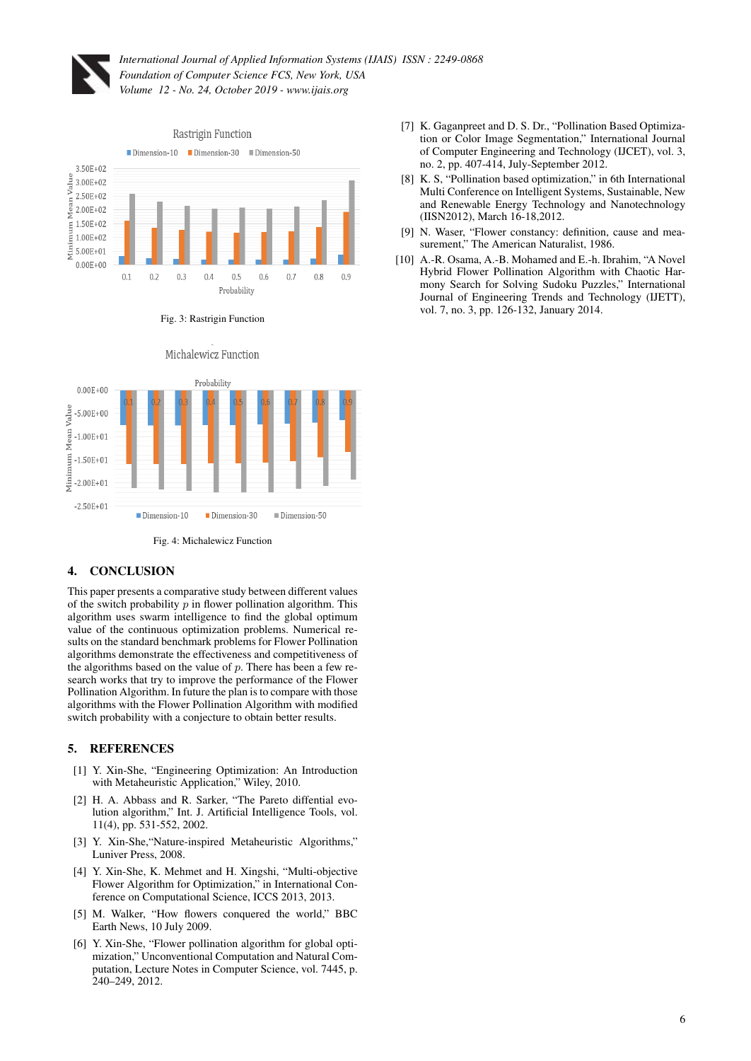Rastrigin Function

Dimension-10 Dimension-30 Dimension-50

Minimum Mean Value

3.50E+02
3.00E+02
2.50E+02
2.00E+02
1.50E+02
1.00E+02
5.00E+01
0.00E+00

0.1 0.2 0.3 0.4 0.5 0.6 0.7 0.8 0.9

Probability

Fig. 3: Rastrigin Function

Michalewicz Function

Probability

0.00E+00
-5.00E+00
-1.00E+01
-1.50E+01
-2.00E+01
-2.50E+01

Minimum Mean Value

0.1 0.2 0.3 0.4 0.5 0.6 0.7 0.8 0.9

Dimension-10 Dimension-30 Dimension-50

Fig. 4: Michalewicz Function

## 4. CONCLUSION

This paper presents a comparative study between different values of the switch probability $p$ in flower pollination algorithm. This algorithm uses swarm intelligence to find the global optimum value of the continuous optimization problems. Numerical results on the standard benchmark problems for Flower Pollination algorithms demonstrate the effectiveness and competitiveness of the algorithms based on the value of $p$. There has been a few research works that try to improve the performance of the Flower Pollination Algorithm. In future the plan is to compare with those algorithms with the Flower Pollination Algorithm with modified switch probability with a conjecture to obtain better results.

## 5. REFERENCES

[1] Y. Xin-She, "Engineering Optimization: An Introduction with Metaheuristic Application," Wiley, 2010.

[2] H. A. Abbass and R. Sarker, "The Pareto diffential evolution algorithm," Int. J. Artificial Intelligence Tools, vol. 11(4), pp. 531-552, 2002.

[3] Y. Xin-She,"Nature-inspired Metaheuristic Algorithms," Luniver Press, 2008.

[4] Y. Xin-She, K. Mehmet and H. Xingshi, "Multi-objective Flower Algorithm for Optimization," in International Conference on Computational Science, ICCS 2013, 2013.

[5] M. Walker, "How flowers conquered the world," BBC Earth News, 10 July 2009.

[6] Y. Xin-She, "Flower pollination algorithm for global optimization," Unconventional Computation and Natural Computation, Lecture Notes in Computer Science, vol. 7445, p. 240–249, 2012.

[7] K. Gaganpreet and D. S. Dr., "Pollination Based Optimization or Color Image Segmentation," International Journal of Computer Engineering and Technology (IJCET), vol. 3, no. 2, pp. 407-414, July-September 2012.

[8] K. S, "Pollination based optimization," in 6th International Multi Conference on Intelligent Systems, Sustainable, New and Renewable Energy Technology and Nanotechnology (IISN2012), March 16-18,2012.

[9] N. Waser, "Flower constancy: definition, cause and measurement," The American Naturalist, 1986.

[10] A.-R. Osama, A.-B. Mohamed and E.-h. Ibrahim, "A Novel Hybrid Flower Pollination Algorithm with Chaotic Harmony Search for Solving Sudoku Puzzles," International Journal of Engineering Trends and Technology (IJETT), vol. 7, no. 3, pp. 126-132, January 2014.